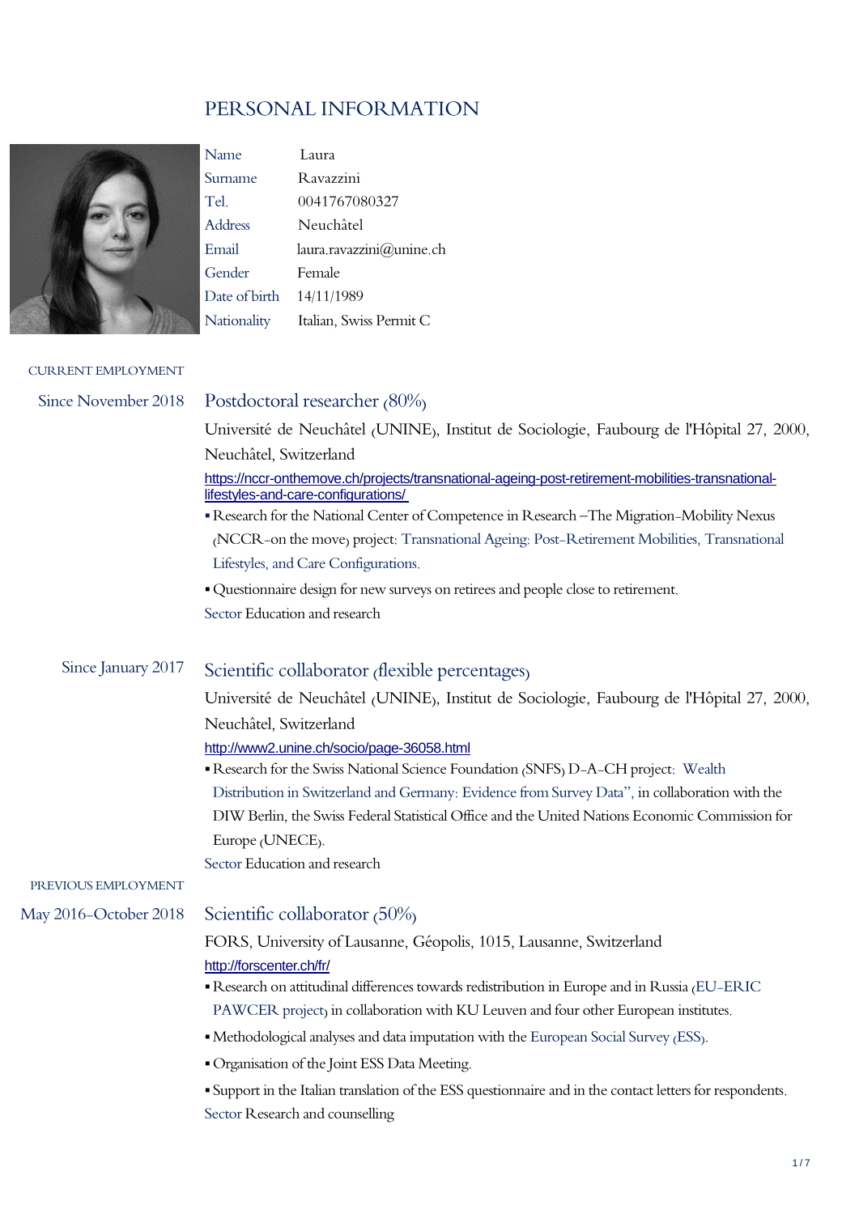# PERSONAL INFORMATION

| | |
|---|---|
| Name | Laura |
| Surname | Ravazzini |
| Tel. | 0041767080327 |
| Address | Neuchâtel |
| Email | laura.ravazzini@unine.ch |
| Gender | Female |
| Date of birth | 14/11/1989 |
| Nationality | Italian, Swiss Permit C |

## CURRENT EMPLOYMENT

**Since November 2018**

### Postdoctoral researcher (80%)

Université de Neuchâtel (UNINE), Institut de Sociologie, Faubourg de l'Hôpital 27, 2000, Neuchâtel, Switzerland

https://nccr-onthemove.ch/projects/transnational-ageing-post-retirement-mobilities-transnational-lifestyles-and-care-configurations/

- Research for the National Center of Competence in Research –The Migration-Mobility Nexus (NCCR-on the move) project: Transnational Ageing: Post-Retirement Mobilities, Transnational Lifestyles, and Care Configurations.
- Questionnaire design for new surveys on retirees and people close to retirement.

Sector Education and research

**Since January 2017**

### Scientific collaborator (flexible percentages)

Université de Neuchâtel (UNINE), Institut de Sociologie, Faubourg de l'Hôpital 27, 2000, Neuchâtel, Switzerland

http://www2.unine.ch/socio/page-36058.html

- Research for the Swiss National Science Foundation (SNFS) D-A-CH project: Wealth Distribution in Switzerland and Germany: Evidence from Survey Data", in collaboration with the DIW Berlin, the Swiss Federal Statistical Office and the United Nations Economic Commission for Europe (UNECE).

Sector Education and research

## PREVIOUS EMPLOYMENT

**May 2016-October 2018**

### Scientific collaborator (50%)

FORS, University of Lausanne, Géopolis, 1015, Lausanne, Switzerland

http://forscenter.ch/fr/

- Research on attitudinal differences towards redistribution in Europe and in Russia (EU-ERIC PAWCER project) in collaboration with KU Leuven and four other European institutes.
- Methodological analyses and data imputation with the European Social Survey (ESS).
- Organisation of the Joint ESS Data Meeting.
- Support in the Italian translation of the ESS questionnaire and in the contact letters for respondents.

Sector Research and counselling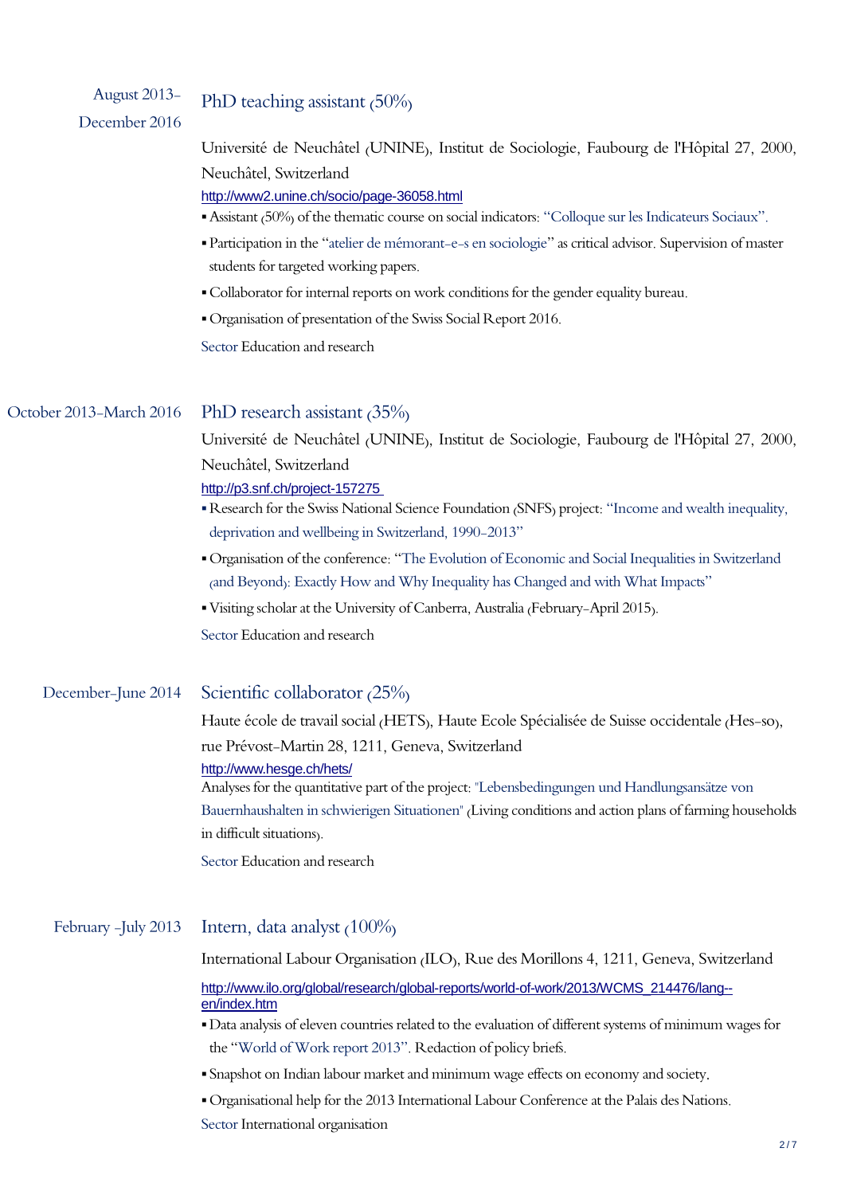**August 2013–December 2016**

### PhD teaching assistant (50%)

Université de Neuchâtel (UNINE), Institut de Sociologie, Faubourg de l'Hôpital 27, 2000, Neuchâtel, Switzerland

http://www2.unine.ch/socio/page-36058.html

- Assistant (50%) of the thematic course on social indicators: "Colloque sur les Indicateurs Sociaux".
- Participation in the "atelier de mémorant-e-s en sociologie" as critical advisor. Supervision of master students for targeted working papers.
- Collaborator for internal reports on work conditions for the gender equality bureau.
- Organisation of presentation of the Swiss Social Report 2016.

Sector Education and research

**October 2013–March 2016**

### PhD research assistant (35%)

Université de Neuchâtel (UNINE), Institut de Sociologie, Faubourg de l'Hôpital 27, 2000, Neuchâtel, Switzerland

http://p3.snf.ch/project-157275

- Research for the Swiss National Science Foundation (SNFS) project: "Income and wealth inequality, deprivation and wellbeing in Switzerland, 1990-2013"
- Organisation of the conference: "The Evolution of Economic and Social Inequalities in Switzerland (and Beyond): Exactly How and Why Inequality has Changed and with What Impacts"
- Visiting scholar at the University of Canberra, Australia (February-April 2015).

Sector Education and research

**December–June 2014**

### Scientific collaborator (25%)

Haute école de travail social (HETS), Haute Ecole Spécialisée de Suisse occidentale (Hes-so), rue Prévost-Martin 28, 1211, Geneva, Switzerland

http://www.hesge.ch/hets/

Analyses for the quantitative part of the project: "Lebensbedingungen und Handlungsansätze von Bauernhaushalten in schwierigen Situationen" (Living conditions and action plans of farming households in difficult situations).

Sector Education and research

**February –July 2013**

### Intern, data analyst (100%)

International Labour Organisation (ILO), Rue des Morillons 4, 1211, Geneva, Switzerland

http://www.ilo.org/global/research/global-reports/world-of-work/2013/WCMS_214476/lang--en/index.htm

- Data analysis of eleven countries related to the evaluation of different systems of minimum wages for the "World of Work report 2013". Redaction of policy briefs.
- Snapshot on Indian labour market and minimum wage effects on economy and society.
- Organisational help for the 2013 International Labour Conference at the Palais des Nations.

Sector International organisation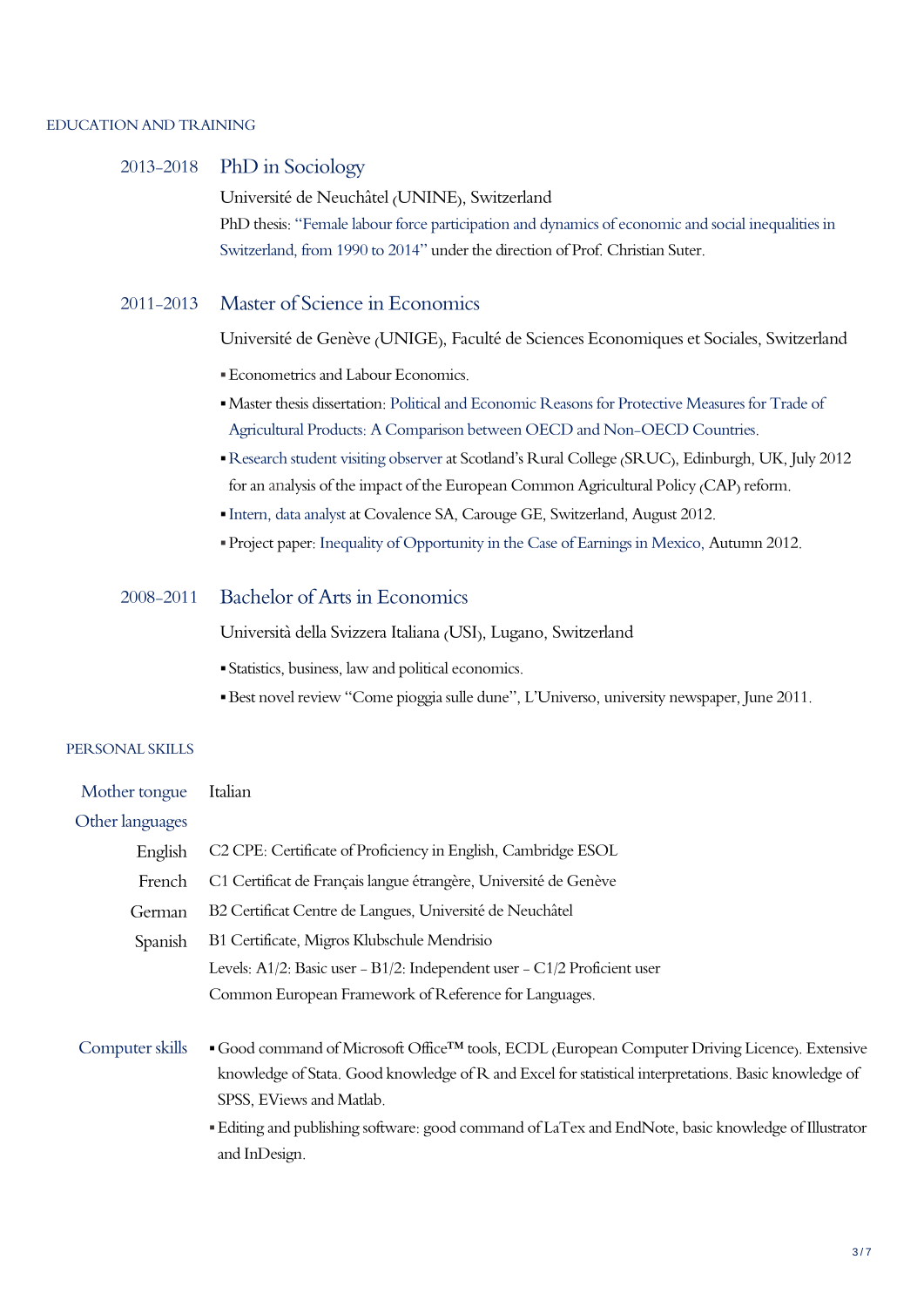## EDUCATION AND TRAINING

### 2013–2018 PhD in Sociology

Université de Neuchâtel (UNINE), Switzerland

PhD thesis: "Female labour force participation and dynamics of economic and social inequalities in Switzerland, from 1990 to 2014" under the direction of Prof. Christian Suter.

### 2011–2013 Master of Science in Economics

Université de Genève (UNIGE), Faculté de Sciences Economiques et Sociales, Switzerland

- Econometrics and Labour Economics.
- Master thesis dissertation: Political and Economic Reasons for Protective Measures for Trade of Agricultural Products: A Comparison between OECD and Non-OECD Countries.
- Research student visiting observer at Scotland's Rural College (SRUC), Edinburgh, UK, July 2012 for an analysis of the impact of the European Common Agricultural Policy (CAP) reform.
- Intern, data analyst at Covalence SA, Carouge GE, Switzerland, August 2012.
- Project paper: Inequality of Opportunity in the Case of Earnings in Mexico, Autumn 2012.

### 2008–2011 Bachelor of Arts in Economics

Università della Svizzera Italiana (USI), Lugano, Switzerland

- Statistics, business, law and political economics.
- Best novel review "Come pioggia sulle dune", L'Universo, university newspaper, June 2011.

## PERSONAL SKILLS

**Mother tongue** Italian

**Other languages**

| Language | Certificate |
|---|---|
| English | C2 CPE: Certificate of Proficiency in English, Cambridge ESOL |
| French | C1 Certificat de Français langue étrangère, Université de Genève |
| German | B2 Certificat Centre de Langues, Université de Neuchâtel |
| Spanish | B1 Certificate, Migros Klubschule Mendrisio |

Levels: A1/2: Basic user - B1/2: Independent user - C1/2 Proficient user
Common European Framework of Reference for Languages.

**Computer skills**

- Good command of Microsoft Office™ tools, ECDL (European Computer Driving Licence). Extensive knowledge of Stata. Good knowledge of R and Excel for statistical interpretations. Basic knowledge of SPSS, EViews and Matlab.
- Editing and publishing software: good command of LaTex and EndNote, basic knowledge of Illustrator and InDesign.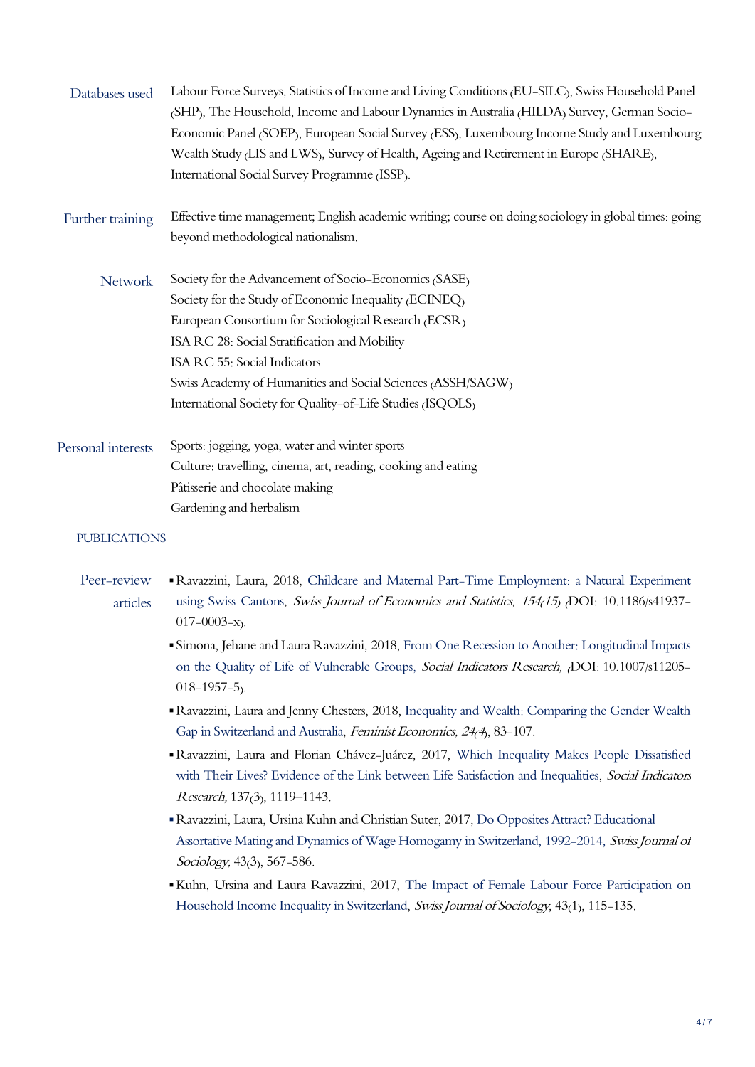**Databases used**

Labour Force Surveys, Statistics of Income and Living Conditions (EU-SILC), Swiss Household Panel (SHP), The Household, Income and Labour Dynamics in Australia (HILDA) Survey, German Socio-Economic Panel (SOEP), European Social Survey (ESS), Luxembourg Income Study and Luxembourg Wealth Study (LIS and LWS), Survey of Health, Ageing and Retirement in Europe (SHARE), International Social Survey Programme (ISSP).

**Further training**

Effective time management; English academic writing; course on doing sociology in global times: going beyond methodological nationalism.

**Network**

Society for the Advancement of Socio-Economics (SASE)
Society for the Study of Economic Inequality (ECINEQ)
European Consortium for Sociological Research (ECSR)
ISA RC 28: Social Stratification and Mobility
ISA RC 55: Social Indicators
Swiss Academy of Humanities and Social Sciences (ASSH/SAGW)
International Society for Quality-of-Life Studies (ISQOLS)

**Personal interests**

Sports: jogging, yoga, water and winter sports
Culture: travelling, cinema, art, reading, cooking and eating
Pâtisserie and chocolate making
Gardening and herbalism

## PUBLICATIONS

**Peer-review articles**

- Ravazzini, Laura, 2018, Childcare and Maternal Part-Time Employment: a Natural Experiment using Swiss Cantons, *Swiss Journal of Economics and Statistics, 154(15)* (DOI: 10.1186/s41937-017-0003-x).
- Simona, Jehane and Laura Ravazzini, 2018, From One Recession to Another: Longitudinal Impacts on the Quality of Life of Vulnerable Groups, *Social Indicators Research,* (DOI: 10.1007/s11205-018-1957-5).
- Ravazzini, Laura and Jenny Chesters, 2018, Inequality and Wealth: Comparing the Gender Wealth Gap in Switzerland and Australia, *Feminist Economics, 24(4)*, 83-107.
- Ravazzini, Laura and Florian Chávez-Juárez, 2017, Which Inequality Makes People Dissatisfied with Their Lives? Evidence of the Link between Life Satisfaction and Inequalities, *Social Indicators Research,* 137(3), 1119–1143.
- Ravazzini, Laura, Ursina Kuhn and Christian Suter, 2017, Do Opposites Attract? Educational Assortative Mating and Dynamics of Wage Homogamy in Switzerland, 1992-2014, *Swiss Journal of Sociology,* 43(3), 567-586.
- Kuhn, Ursina and Laura Ravazzini, 2017, The Impact of Female Labour Force Participation on Household Income Inequality in Switzerland, *Swiss Journal of Sociology*, 43(1), 115-135.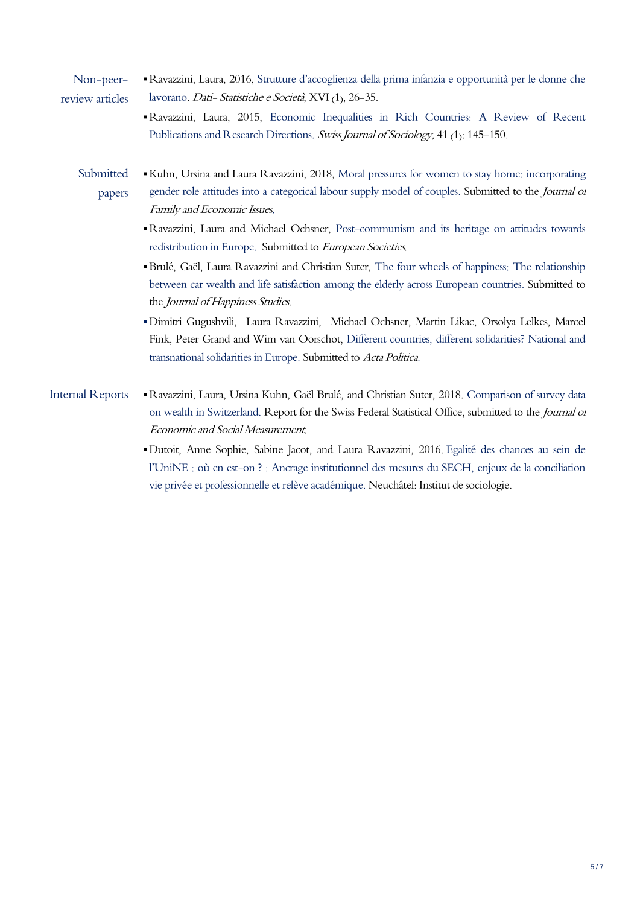## Non-peer-review articles

- Ravazzini, Laura, 2016, Strutture d'accoglienza della prima infanzia e opportunità per le donne che lavorano. *Dati- Statistiche e Società*, XVI (1), 26–35.
- Ravazzini, Laura, 2015, Economic Inequalities in Rich Countries: A Review of Recent Publications and Research Directions. *Swiss Journal of Sociology*, 41 (1): 145–150.

## Submitted papers

- Kuhn, Ursina and Laura Ravazzini, 2018, Moral pressures for women to stay home: incorporating gender role attitudes into a categorical labour supply model of couples. Submitted to the *Journal of Family and Economic Issues*.
- Ravazzini, Laura and Michael Ochsner, Post-communism and its heritage on attitudes towards redistribution in Europe. Submitted to *European Societies*.
- Brulé, Gaël, Laura Ravazzini and Christian Suter, The four wheels of happiness: The relationship between car wealth and life satisfaction among the elderly across European countries. Submitted to the *Journal of Happiness Studies*.
- Dimitri Gugushvili, Laura Ravazzini, Michael Ochsner, Martin Likac, Orsolya Lelkes, Marcel Fink, Peter Grand and Wim van Oorschot, Different countries, different solidarities? National and transnational solidarities in Europe. Submitted to *Acta Politica*.

## Internal Reports

- Ravazzini, Laura, Ursina Kuhn, Gaël Brulé, and Christian Suter, 2018. Comparison of survey data on wealth in Switzerland. Report for the Swiss Federal Statistical Office, submitted to the *Journal of Economic and Social Measurement*.
- Dutoit, Anne Sophie, Sabine Jacot, and Laura Ravazzini, 2016. Egalité des chances au sein de l'UniNE : où en est-on ? : Ancrage institutionnel des mesures du SECH, enjeux de la conciliation vie privée et professionnelle et relève académique. Neuchâtel: Institut de sociologie.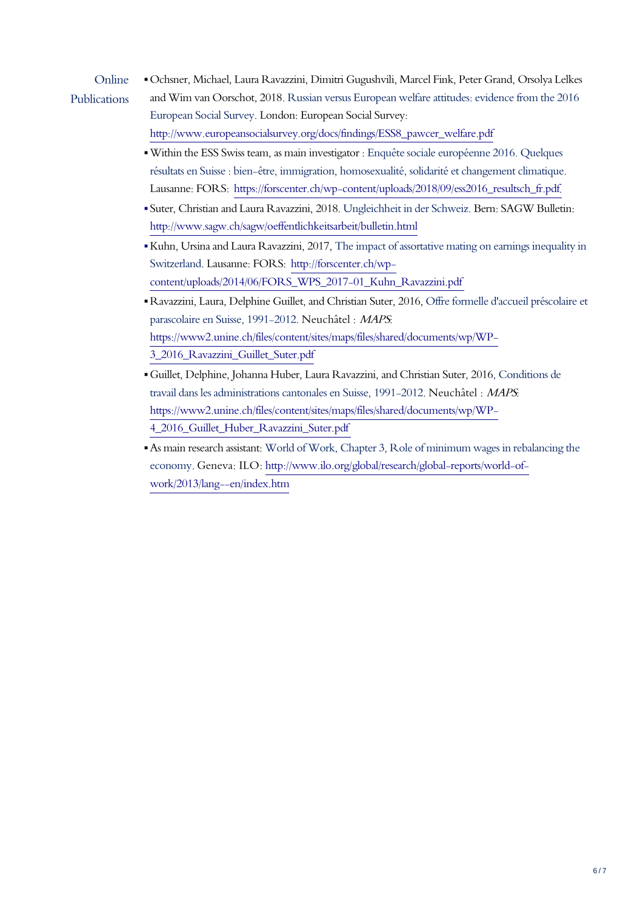## Online Publications

- Ochsner, Michael, Laura Ravazzini, Dimitri Gugushvili, Marcel Fink, Peter Grand, Orsolya Lelkes and Wim van Oorschot, 2018. Russian versus European welfare attitudes: evidence from the 2016 European Social Survey. London: European Social Survey: http://www.europeansocialsurvey.org/docs/findings/ESS8_pawcer_welfare.pdf
- Within the ESS Swiss team, as main investigator : Enquête sociale européenne 2016. Quelques résultats en Suisse : bien-être, immigration, homosexualité, solidarité et changement climatique. Lausanne: FORS: https://forscenter.ch/wp-content/uploads/2018/09/ess2016_resultch_fr.pdf
- Suter, Christian and Laura Ravazzini, 2018. Ungleichheit in der Schweiz. Bern: SAGW Bulletin: http://www.sagw.ch/sagw/oeffentlichkeitsarbeit/bulletin.html
- Kuhn, Ursina and Laura Ravazzini, 2017, The impact of assortative mating on earnings inequality in Switzerland. Lausanne: FORS: http://forscenter.ch/wp-content/uploads/2014/06/FORS_WPS_2017-01_Kuhn_Ravazzini.pdf
- Ravazzini, Laura, Delphine Guillet, and Christian Suter, 2016, Offre formelle d'accueil préscolaire et parascolaire en Suisse, 1991-2012. Neuchâtel : *MAPS*: https://www2.unine.ch/files/content/sites/maps/files/shared/documents/wp/WP-3_2016_Ravazzini_Guillet_Suter.pdf
- Guillet, Delphine, Johanna Huber, Laura Ravazzini, and Christian Suter, 2016, Conditions de travail dans les administrations cantonales en Suisse, 1991-2012. Neuchâtel : *MAPS*: https://www2.unine.ch/files/content/sites/maps/files/shared/documents/wp/WP-4_2016_Guillet_Huber_Ravazzini_Suter.pdf
- As main research assistant: World of Work, Chapter 3, Role of minimum wages in rebalancing the economy. Geneva: ILO: http://www.ilo.org/global/research/global-reports/world-of-work/2013/lang--en/index.htm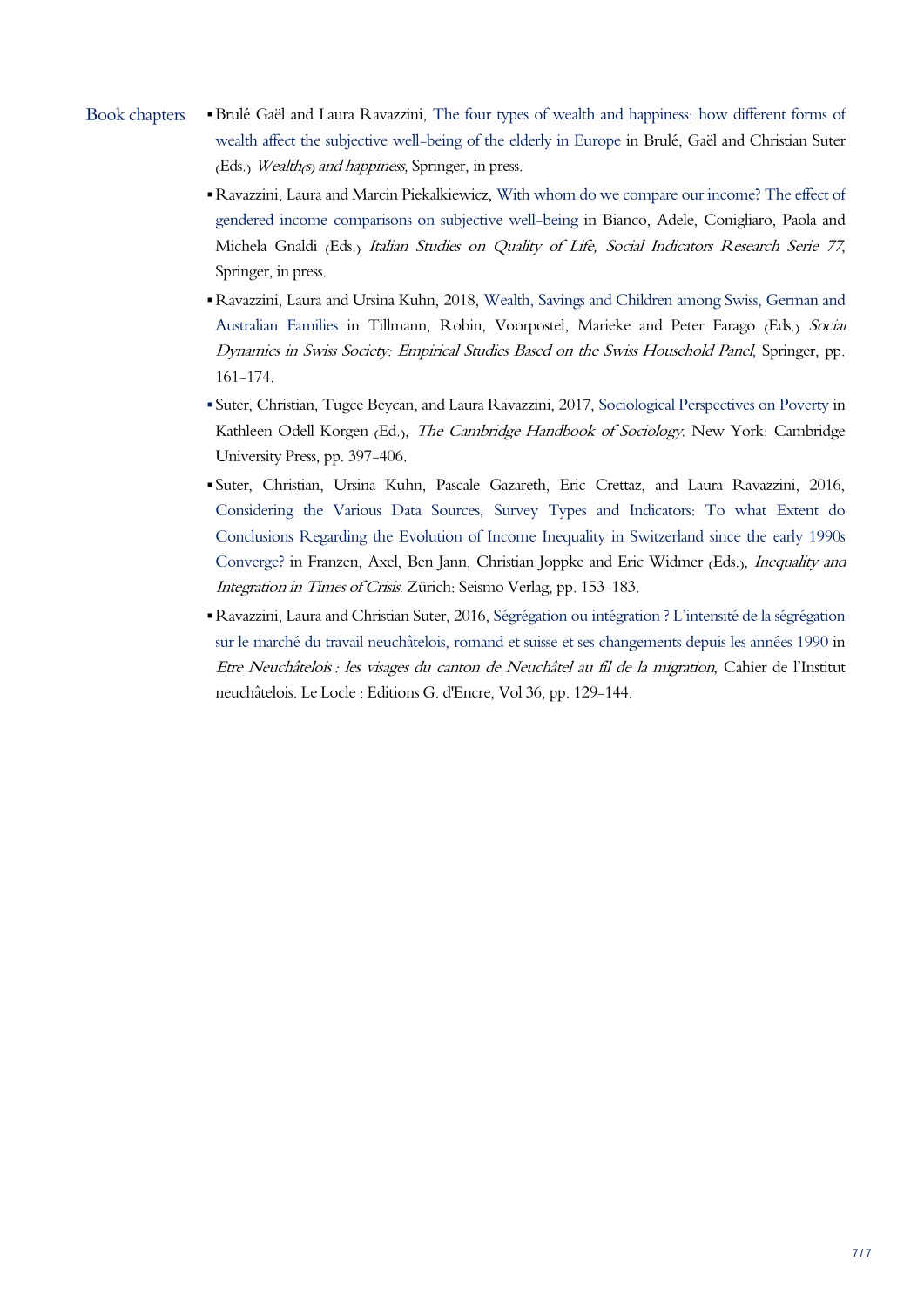## Book chapters

- Brulé Gaël and Laura Ravazzini, The four types of wealth and happiness: how different forms of wealth affect the subjective well-being of the elderly in Europe in Brulé, Gaël and Christian Suter (Eds.) *Wealth(s) and happiness*, Springer, in press.
- Ravazzini, Laura and Marcin Piekalkiewicz, With whom do we compare our income? The effect of gendered income comparisons on subjective well-being in Bianco, Adele, Conigliaro, Paola and Michela Gnaldi (Eds.) *Italian Studies on Quality of Life, Social Indicators Research Serie 77*, Springer, in press.
- Ravazzini, Laura and Ursina Kuhn, 2018, Wealth, Savings and Children among Swiss, German and Australian Families in Tillmann, Robin, Voorpostel, Marieke and Peter Farago (Eds.) *Social Dynamics in Swiss Society: Empirical Studies Based on the Swiss Household Panel*, Springer, pp. 161-174.
- Suter, Christian, Tugce Beycan, and Laura Ravazzini, 2017, Sociological Perspectives on Poverty in Kathleen Odell Korgen (Ed.), *The Cambridge Handbook of Sociology*. New York: Cambridge University Press, pp. 397-406.
- Suter, Christian, Ursina Kuhn, Pascale Gazareth, Eric Crettaz, and Laura Ravazzini, 2016, Considering the Various Data Sources, Survey Types and Indicators: To what Extent do Conclusions Regarding the Evolution of Income Inequality in Switzerland since the early 1990s Converge? in Franzen, Axel, Ben Jann, Christian Joppke and Eric Widmer (Eds.), *Inequality and Integration in Times of Crisis*. Zürich: Seismo Verlag, pp. 153-183.
- Ravazzini, Laura and Christian Suter, 2016, Ségrégation ou intégration ? L'intensité de la ségrégation sur le marché du travail neuchâtelois, romand et suisse et ses changements depuis les années 1990 in *Etre Neuchâtelois : les visages du canton de Neuchâtel au fil de la migration*, Cahier de l'Institut neuchâtelois. Le Locle : Editions G. d'Encre, Vol 36, pp. 129-144.